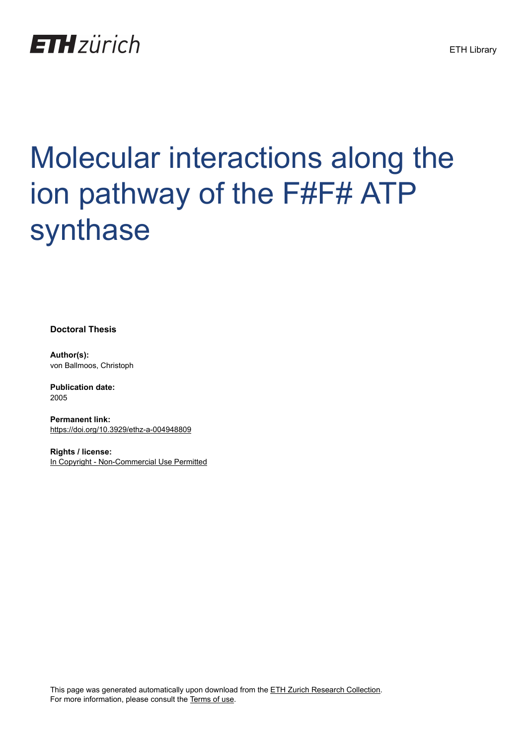ETH zürich

ETH Library

# Molecular interactions along the ion pathway of the F#F# ATP synthase

**Doctoral Thesis**

**Author(s):**
von Ballmoos, Christoph

**Publication date:**
2005

**Permanent link:**
https://doi.org/10.3929/ethz-a-004948809

**Rights / license:**
In Copyright - Non-Commercial Use Permitted

This page was generated automatically upon download from the ETH Zurich Research Collection.
For more information, please consult the Terms of use.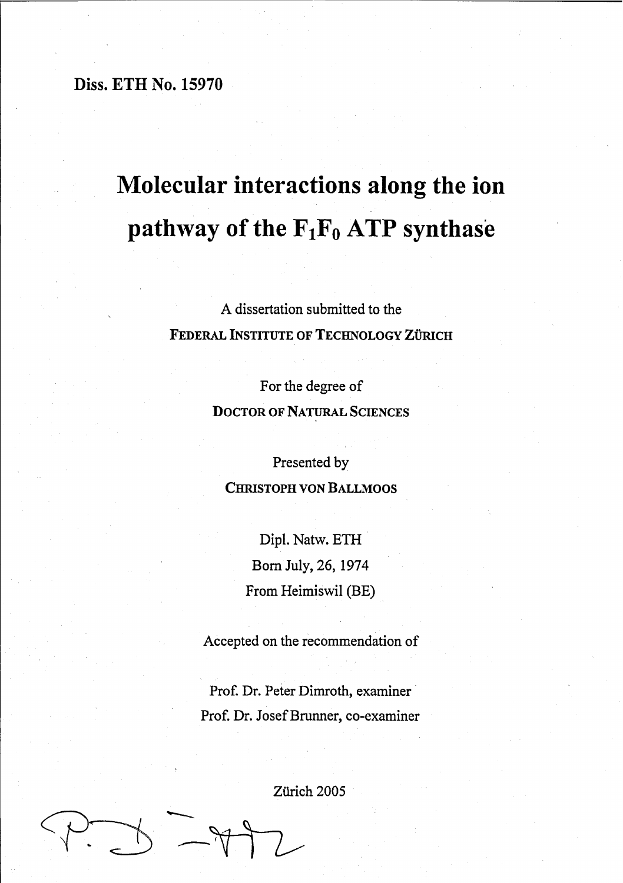Diss. ETH No. 15970

# Molecular interactions along the ion pathway of the $F_1F_0$ ATP synthase

A dissertation submitted to the

FEDERAL INSTITUTE OF TECHNOLOGY ZÜRICH

For the degree of

DOCTOR OF NATURAL SCIENCES

Presented by

CHRISTOPH VON BALLMOOS

Dipl. Natw. ETH

Born July, 26, 1974

From Heimiswil (BE)

Accepted on the recommendation of

Prof. Dr. Peter Dimroth, examiner

Prof. Dr. Josef Brunner, co-examiner

Zürich 2005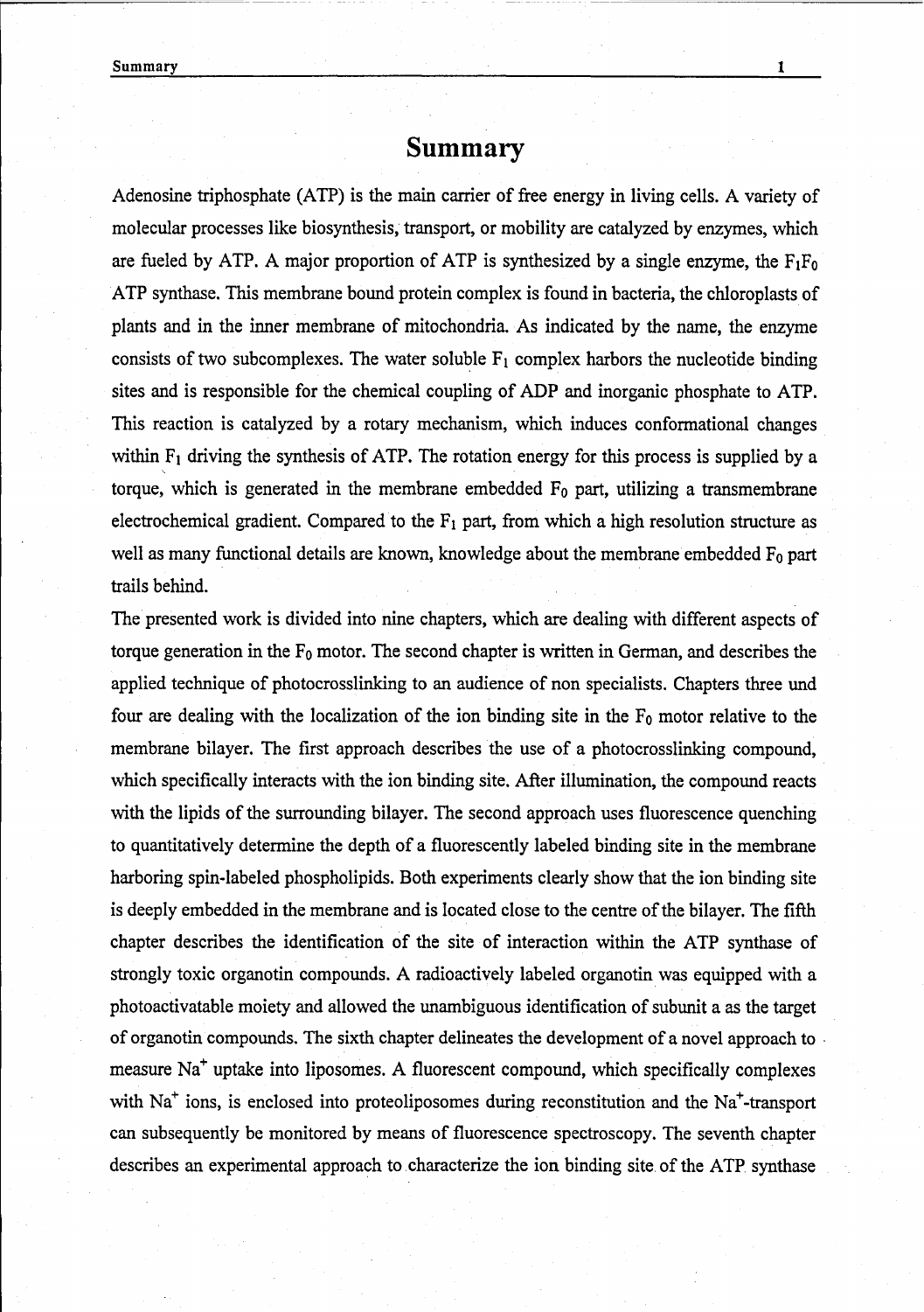# Summary

Adenosine triphosphate (ATP) is the main carrier of free energy in living cells. A variety of molecular processes like biosynthesis, transport, or mobility are catalyzed by enzymes, which are fueled by ATP. A major proportion of ATP is synthesized by a single enzyme, the $F_1F_0$ ATP synthase. This membrane bound protein complex is found in bacteria, the chloroplasts of plants and in the inner membrane of mitochondria. As indicated by the name, the enzyme consists of two subcomplexes. The water soluble $F_1$ complex harbors the nucleotide binding sites and is responsible for the chemical coupling of ADP and inorganic phosphate to ATP. This reaction is catalyzed by a rotary mechanism, which induces conformational changes within $F_1$ driving the synthesis of ATP. The rotation energy for this process is supplied by a torque, which is generated in the membrane embedded $F_0$ part, utilizing a transmembrane electrochemical gradient. Compared to the $F_1$ part, from which a high resolution structure as well as many functional details are known, knowledge about the membrane embedded $F_0$ part trails behind.

The presented work is divided into nine chapters, which are dealing with different aspects of torque generation in the $F_0$ motor. The second chapter is written in German, and describes the applied technique of photocrosslinking to an audience of non specialists. Chapters three und four are dealing with the localization of the ion binding site in the $F_0$ motor relative to the membrane bilayer. The first approach describes the use of a photocrosslinking compound, which specifically interacts with the ion binding site. After illumination, the compound reacts with the lipids of the surrounding bilayer. The second approach uses fluorescence quenching to quantitatively determine the depth of a fluorescently labeled binding site in the membrane harboring spin-labeled phospholipids. Both experiments clearly show that the ion binding site is deeply embedded in the membrane and is located close to the centre of the bilayer. The fifth chapter describes the identification of the site of interaction within the ATP synthase of strongly toxic organotin compounds. A radioactively labeled organotin was equipped with a photoactivatable moiety and allowed the unambiguous identification of subunit a as the target of organotin compounds. The sixth chapter delineates the development of a novel approach to measure $Na^+$ uptake into liposomes. A fluorescent compound, which specifically complexes with $Na^+$ ions, is enclosed into proteoliposomes during reconstitution and the $Na^+$-transport can subsequently be monitored by means of fluorescence spectroscopy. The seventh chapter describes an experimental approach to characterize the ion binding site of the ATP synthase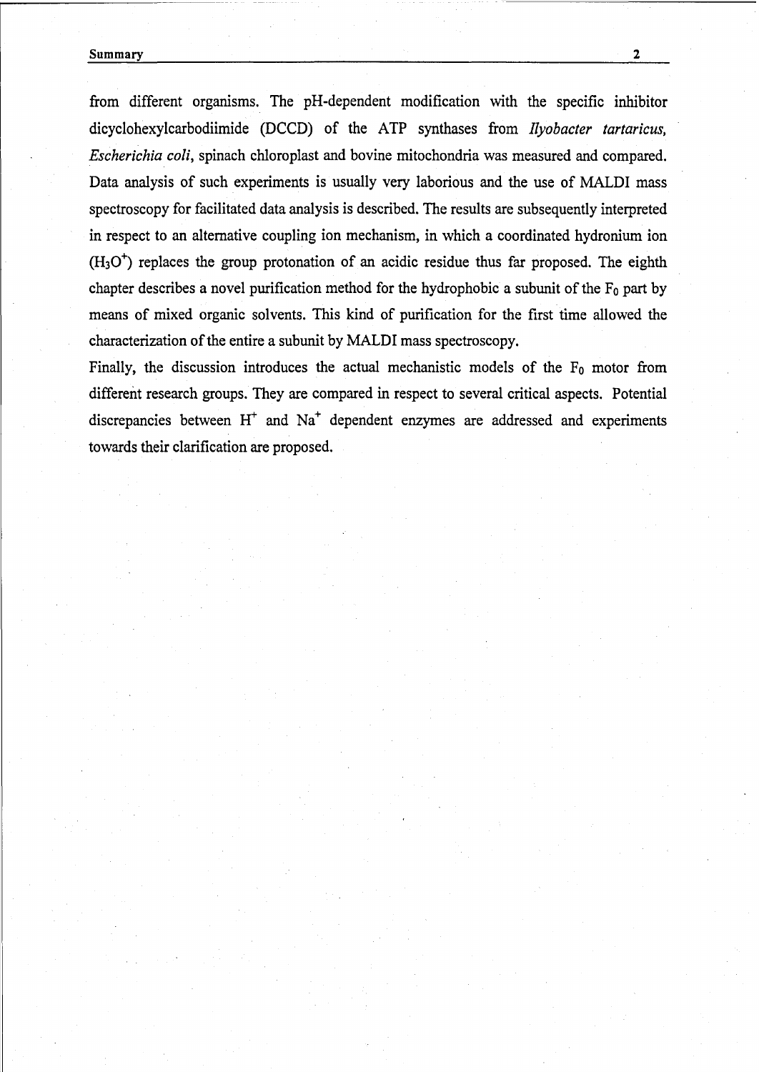from different organisms. The pH-dependent modification with the specific inhibitor dicyclohexylcarbodiimide (DCCD) of the ATP synthases from *Ilyobacter tartaricus*, *Escherichia coli*, spinach chloroplast and bovine mitochondria was measured and compared. Data analysis of such experiments is usually very laborious and the use of MALDI mass spectroscopy for facilitated data analysis is described. The results are subsequently interpreted in respect to an alternative coupling ion mechanism, in which a coordinated hydronium ion ($H_3O^+$) replaces the group protonation of an acidic residue thus far proposed. The eighth chapter describes a novel purification method for the hydrophobic a subunit of the $F_0$ part by means of mixed organic solvents. This kind of purification for the first time allowed the characterization of the entire a subunit by MALDI mass spectroscopy.

Finally, the discussion introduces the actual mechanistic models of the $F_0$ motor from different research groups. They are compared in respect to several critical aspects. Potential discrepancies between $H^+$ and $Na^+$ dependent enzymes are addressed and experiments towards their clarification are proposed.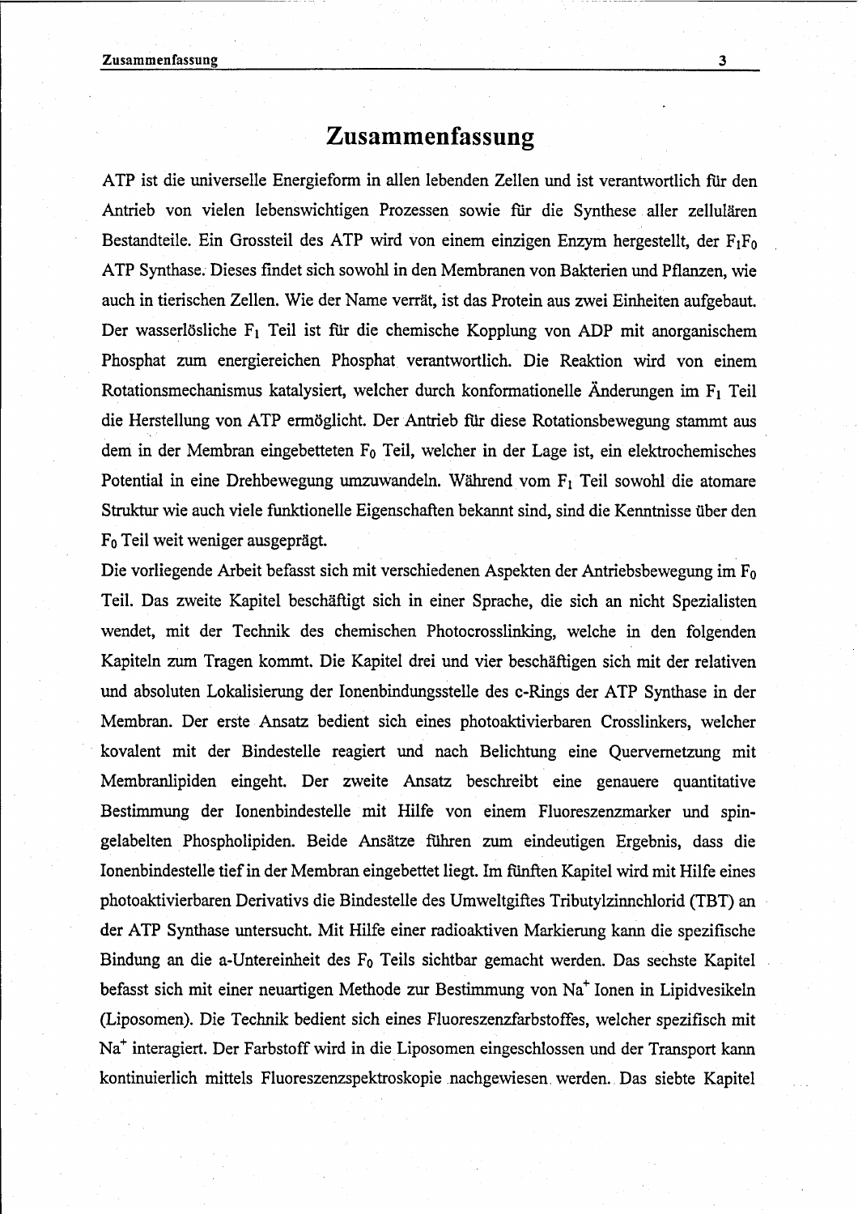# Zusammenfassung

ATP ist die universelle Energieform in allen lebenden Zellen und ist verantwortlich für den Antrieb von vielen lebenswichtigen Prozessen sowie für die Synthese aller zellulären Bestandteile. Ein Grossteil des ATP wird von einem einzigen Enzym hergestellt, der $F_1F_0$ ATP Synthase. Dieses findet sich sowohl in den Membranen von Bakterien und Pflanzen, wie auch in tierischen Zellen. Wie der Name verrät, ist das Protein aus zwei Einheiten aufgebaut. Der wasserlösliche $F_1$ Teil ist für die chemische Kopplung von ADP mit anorganischem Phosphat zum energiereichen Phosphat verantwortlich. Die Reaktion wird von einem Rotationsmechanismus katalysiert, welcher durch konformationelle Änderungen im $F_1$ Teil die Herstellung von ATP ermöglicht. Der Antrieb für diese Rotationsbewegung stammt aus dem in der Membran eingebetteten $F_0$ Teil, welcher in der Lage ist, ein elektrochemisches Potential in eine Drehbewegung umzuwandeln. Während vom $F_1$ Teil sowohl die atomare Struktur wie auch viele funktionelle Eigenschaften bekannt sind, sind die Kenntnisse über den $F_0$ Teil weit weniger ausgeprägt.

Die vorliegende Arbeit befasst sich mit verschiedenen Aspekten der Antriebsbewegung im $F_0$ Teil. Das zweite Kapitel beschäftigt sich in einer Sprache, die sich an nicht Spezialisten wendet, mit der Technik des chemischen Photocrosslinking, welche in den folgenden Kapiteln zum Tragen kommt. Die Kapitel drei und vier beschäftigen sich mit der relativen und absoluten Lokalisierung der Ionenbindungsstelle des c-Rings der ATP Synthase in der Membran. Der erste Ansatz bedient sich eines photoaktivierbaren Crosslinkers, welcher kovalent mit der Bindestelle reagiert und nach Belichtung eine Quervernetzung mit Membranlipiden eingeht. Der zweite Ansatz beschreibt eine genauere quantitative Bestimmung der Ionenbindestelle mit Hilfe von einem Fluoreszenzmarker und spin-gelabelten Phospholipiden. Beide Ansätze führen zum eindeutigen Ergebnis, dass die Ionenbindestelle tief in der Membran eingebettet liegt. Im fünften Kapitel wird mit Hilfe eines photoaktivierbaren Derivativs die Bindestelle des Umweltgiftes Tributylzinnchlorid (TBT) an der ATP Synthase untersucht. Mit Hilfe einer radioaktiven Markierung kann die spezifische Bindung an die a-Untereinheit des $F_0$ Teils sichtbar gemacht werden. Das sechste Kapitel befasst sich mit einer neuartigen Methode zur Bestimmung von $Na^+$ Ionen in Lipidvesikeln (Liposomen). Die Technik bedient sich eines Fluoreszenzfarbstoffes, welcher spezifisch mit $Na^+$ interagiert. Der Farbstoff wird in die Liposomen eingeschlossen und der Transport kann kontinuierlich mittels Fluoreszenzspektroskopie nachgewiesen werden. Das siebte Kapitel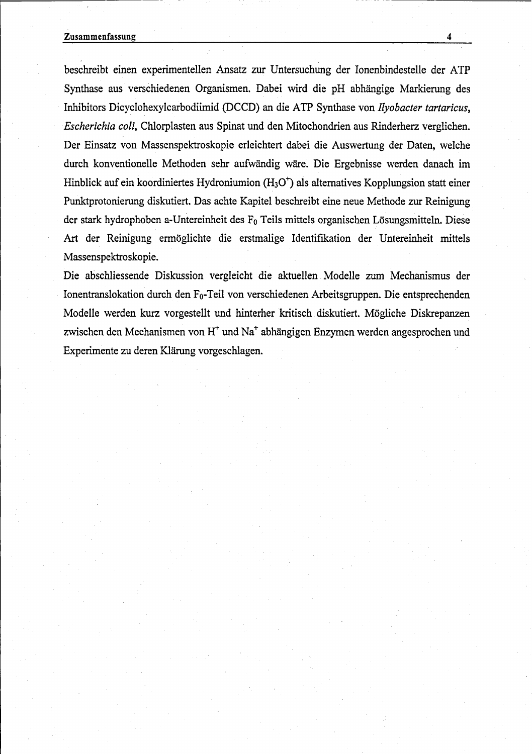beschreibt einen experimentellen Ansatz zur Untersuchung der Ionenbindestelle der ATP Synthase aus verschiedenen Organismen. Dabei wird die pH abhängige Markierung des Inhibitors Dicyclohexylcarbodiimid (DCCD) an die ATP Synthase von *Ilyobacter tartaricus*, *Escherichia coli*, Chlorplasten aus Spinat und den Mitochondrien aus Rinderherz verglichen. Der Einsatz von Massenspektroskopie erleichtert dabei die Auswertung der Daten, welche durch konventionelle Methoden sehr aufwändig wäre. Die Ergebnisse werden danach im Hinblick auf ein koordiniertes Hydroniumion ($H_3O^+$) als alternatives Kopplungsion statt einer Punktprotonierung diskutiert. Das achte Kapitel beschreibt eine neue Methode zur Reinigung der stark hydrophoben a-Untereinheit des $F_0$ Teils mittels organischen Lösungsmitteln. Diese Art der Reinigung ermöglichte die erstmalige Identifikation der Untereinheit mittels Massenspektroskopie.

Die abschliessende Diskussion vergleicht die aktuellen Modelle zum Mechanismus der Ionentranslokation durch den $F_0$-Teil von verschiedenen Arbeitsgruppen. Die entsprechenden Modelle werden kurz vorgestellt und hinterher kritisch diskutiert. Mögliche Diskrepanzen zwischen den Mechanismen von $H^+$ und $Na^+$ abhängigen Enzymen werden angesprochen und Experimente zu deren Klärung vorgeschlagen.